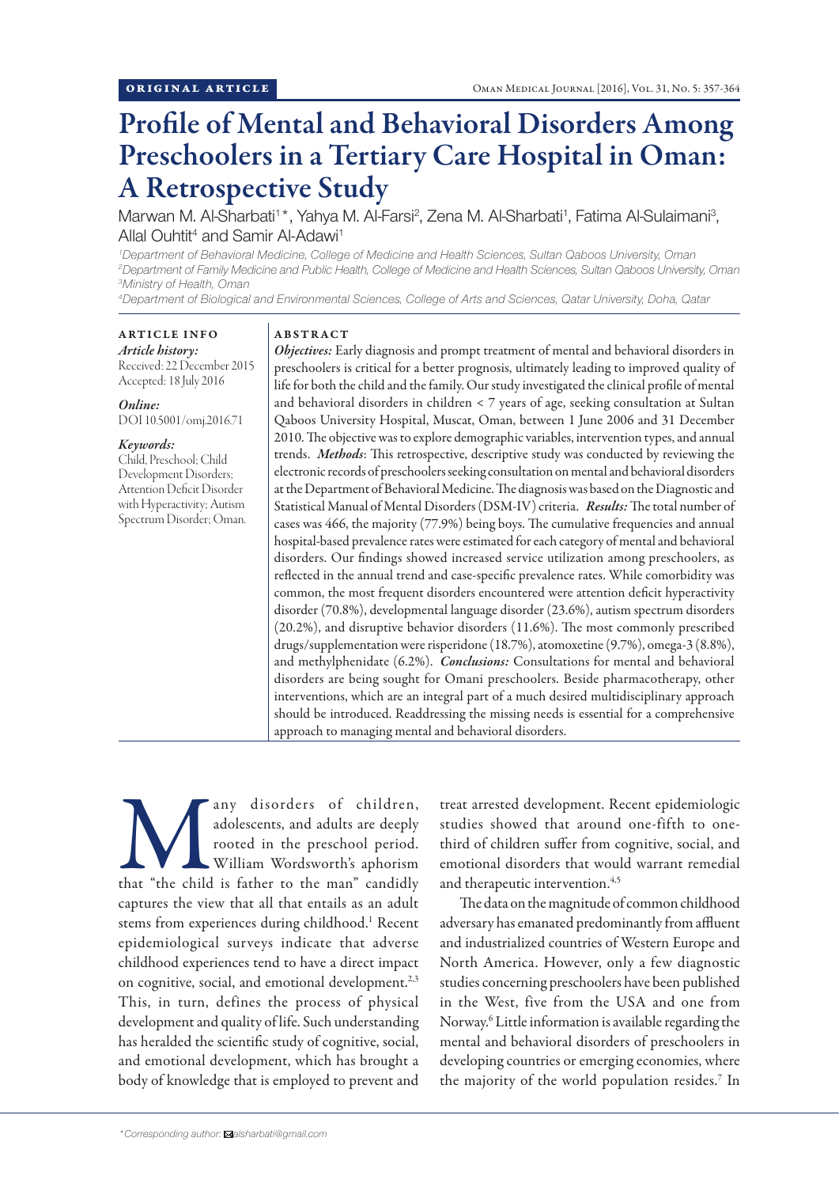ORIGINAL ARTICLE

# Profile of Mental and Behavioral Disorders Among Preschoolers in a Tertiary Care Hospital in Oman: A Retrospective Study

Marwan M. Al-Sharbati[1]*, Yahya M. Al-Farsi[2], Zena M. Al-Sharbati[1], Fatima Al-Sulaimani[3], Allal Ouhtit[4] and Samir Al-Adawi[1]

[1]Department of Behavioral Medicine, College of Medicine and Health Sciences, Sultan Qaboos University, Oman
[2]Department of Family Medicine and Public Health, College of Medicine and Health Sciences, Sultan Qaboos University, Oman
[3]Ministry of Health, Oman
[4]Department of Biological and Environmental Sciences, College of Arts and Sciences, Qatar University, Doha, Qatar

**ARTICLE INFO**

*Article history:*
Received: 22 December 2015
Accepted: 18 July 2016

*Online:*
DOI 10.5001/omj.2016.71

*Keywords:*
Child, Preschool; Child Development Disorders; Attention Deficit Disorder with Hyperactivity; Autism Spectrum Disorder; Oman.

**ABSTRACT**

***Objectives:*** Early diagnosis and prompt treatment of mental and behavioral disorders in preschoolers is critical for a better prognosis, ultimately leading to improved quality of life for both the child and the family. Our study investigated the clinical profile of mental and behavioral disorders in children < 7 years of age, seeking consultation at Sultan Qaboos University Hospital, Muscat, Oman, between 1 June 2006 and 31 December 2010. The objective was to explore demographic variables, intervention types, and annual trends. ***Methods***: This retrospective, descriptive study was conducted by reviewing the electronic records of preschoolers seeking consultation on mental and behavioral disorders at the Department of Behavioral Medicine. The diagnosis was based on the Diagnostic and Statistical Manual of Mental Disorders (DSM-IV) criteria. ***Results:*** The total number of cases was 466, the majority (77.9%) being boys. The cumulative frequencies and annual hospital-based prevalence rates were estimated for each category of mental and behavioral disorders. Our findings showed increased service utilization among preschoolers, as reflected in the annual trend and case-specific prevalence rates. While comorbidity was common, the most frequent disorders encountered were attention deficit hyperactivity disorder (70.8%), developmental language disorder (23.6%), autism spectrum disorders (20.2%), and disruptive behavior disorders (11.6%). The most commonly prescribed drugs/supplementation were risperidone (18.7%), atomoxetine (9.7%), omega-3 (8.8%), and methylphenidate (6.2%). ***Conclusions:*** Consultations for mental and behavioral disorders are being sought for Omani preschoolers. Beside pharmacotherapy, other interventions, which are an integral part of a much desired multidisciplinary approach should be introduced. Readdressing the missing needs is essential for a comprehensive approach to managing mental and behavioral disorders.

Many disorders of children, adolescents, and adults are deeply rooted in the preschool period. William Wordsworth's aphorism that "the child is father to the man" candidly captures the view that all that entails as an adult stems from experiences during childhood.[1] Recent epidemiological surveys indicate that adverse childhood experiences tend to have a direct impact on cognitive, social, and emotional development.[2,3] This, in turn, defines the process of physical development and quality of life. Such understanding has heralded the scientific study of cognitive, social, and emotional development, which has brought a body of knowledge that is employed to prevent and treat arrested development. Recent epidemiologic studies showed that around one-fifth to one-third of children suffer from cognitive, social, and emotional disorders that would warrant remedial and therapeutic intervention.[4,5]

The data on the magnitude of common childhood adversary has emanated predominantly from affluent and industrialized countries of Western Europe and North America. However, only a few diagnostic studies concerning preschoolers have been published in the West, five from the USA and one from Norway.[6] Little information is available regarding the mental and behavioral disorders of preschoolers in developing countries or emerging economies, where the majority of the world population resides.[7] In

*Corresponding author: alsharbati@gmail.com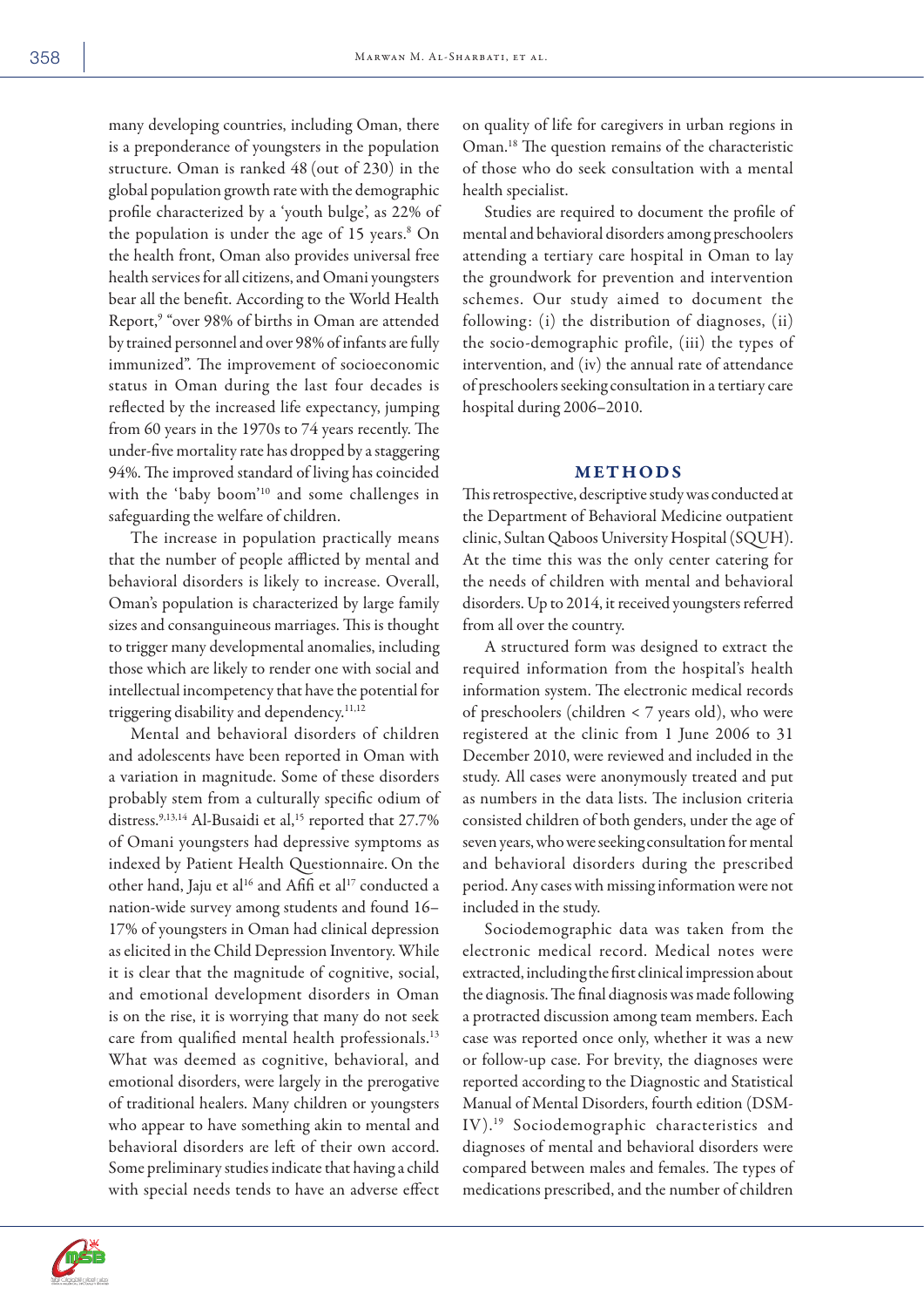many developing countries, including Oman, there is a preponderance of youngsters in the population structure. Oman is ranked 48 (out of 230) in the global population growth rate with the demographic profile characterized by a 'youth bulge', as 22% of the population is under the age of 15 years.[8] On the health front, Oman also provides universal free health services for all citizens, and Omani youngsters bear all the benefit. According to the World Health Report,[9] "over 98% of births in Oman are attended by trained personnel and over 98% of infants are fully immunized". The improvement of socioeconomic status in Oman during the last four decades is reflected by the increased life expectancy, jumping from 60 years in the 1970s to 74 years recently. The under-five mortality rate has dropped by a staggering 94%. The improved standard of living has coincided with the 'baby boom'[10] and some challenges in safeguarding the welfare of children.

The increase in population practically means that the number of people afflicted by mental and behavioral disorders is likely to increase. Overall, Oman's population is characterized by large family sizes and consanguineous marriages. This is thought to trigger many developmental anomalies, including those which are likely to render one with social and intellectual incompetency that have the potential for triggering disability and dependency.[11,12]

Mental and behavioral disorders of children and adolescents have been reported in Oman with a variation in magnitude. Some of these disorders probably stem from a culturally specific odium of distress.[9,13,14] Al-Busaidi et al,[15] reported that 27.7% of Omani youngsters had depressive symptoms as indexed by Patient Health Questionnaire. On the other hand, Jaju et al[16] and Afifi et al[17] conducted a nation-wide survey among students and found 16–17% of youngsters in Oman had clinical depression as elicited in the Child Depression Inventory. While it is clear that the magnitude of cognitive, social, and emotional development disorders in Oman is on the rise, it is worrying that many do not seek care from qualified mental health professionals.[13] What was deemed as cognitive, behavioral, and emotional disorders, were largely in the prerogative of traditional healers. Many children or youngsters who appear to have something akin to mental and behavioral disorders are left of their own accord. Some preliminary studies indicate that having a child with special needs tends to have an adverse effect on quality of life for caregivers in urban regions in Oman.[18] The question remains of the characteristic of those who do seek consultation with a mental health specialist.

Studies are required to document the profile of mental and behavioral disorders among preschoolers attending a tertiary care hospital in Oman to lay the groundwork for prevention and intervention schemes. Our study aimed to document the following: (i) the distribution of diagnoses, (ii) the socio-demographic profile, (iii) the types of intervention, and (iv) the annual rate of attendance of preschoolers seeking consultation in a tertiary care hospital during 2006–2010.

## METHODS

This retrospective, descriptive study was conducted at the Department of Behavioral Medicine outpatient clinic, Sultan Qaboos University Hospital (SQUH). At the time this was the only center catering for the needs of children with mental and behavioral disorders. Up to 2014, it received youngsters referred from all over the country.

A structured form was designed to extract the required information from the hospital's health information system. The electronic medical records of preschoolers (children < 7 years old), who were registered at the clinic from 1 June 2006 to 31 December 2010, were reviewed and included in the study. All cases were anonymously treated and put as numbers in the data lists. The inclusion criteria consisted children of both genders, under the age of seven years, who were seeking consultation for mental and behavioral disorders during the prescribed period. Any cases with missing information were not included in the study.

Sociodemographic data was taken from the electronic medical record. Medical notes were extracted, including the first clinical impression about the diagnosis. The final diagnosis was made following a protracted discussion among team members. Each case was reported once only, whether it was a new or follow-up case. For brevity, the diagnoses were reported according to the Diagnostic and Statistical Manual of Mental Disorders, fourth edition (DSM-IV).[19] Sociodemographic characteristics and diagnoses of mental and behavioral disorders were compared between males and females. The types of medications prescribed, and the number of children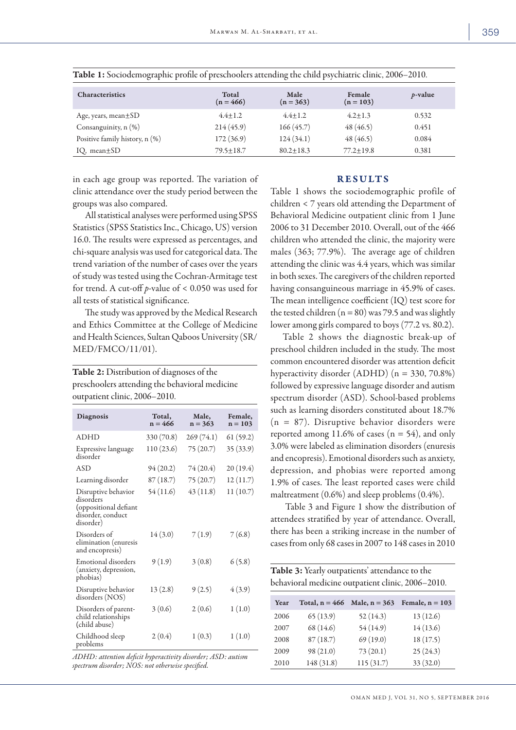**Table 1:** Sociodemographic profile of preschoolers attending the child psychiatric clinic, 2006–2010.

| Characteristics | Total (n = 466) | Male (n = 363) | Female (n = 103) | *p*-value |
|---|---|---|---|---|
| Age, years, mean±SD | 4.4±1.2 | 4.4±1.2 | 4.2±1.3 | 0.532 |
| Consanguinity, n (%) | 214 (45.9) | 166 (45.7) | 48 (46.5) | 0.451 |
| Positive family history, n (%) | 172 (36.9) | 124 (34.1) | 48 (46.5) | 0.084 |
| IQ, mean±SD | 79.5±18.7 | 80.2±18.3 | 77.2±19.8 | 0.381 |

in each age group was reported. The variation of clinic attendance over the study period between the groups was also compared.

All statistical analyses were performed using SPSS Statistics (SPSS Statistics Inc., Chicago, US) version 16.0. The results were expressed as percentages, and chi-square analysis was used for categorical data. The trend variation of the number of cases over the years of study was tested using the Cochran-Armitage test for trend. A cut-off *p*-value of < 0.050 was used for all tests of statistical significance.

The study was approved by the Medical Research and Ethics Committee at the College of Medicine and Health Sciences, Sultan Qaboos University (SR/MED/FMCO/11/01).

**Table 2:** Distribution of diagnoses of the preschoolers attending the behavioral medicine outpatient clinic, 2006–2010.

| Diagnosis | Total, n = 466 | Male, n = 363 | Female, n = 103 |
|---|---|---|---|
| ADHD | 330 (70.8) | 269 (74.1) | 61 (59.2) |
| Expressive language disorder | 110 (23.6) | 75 (20.7) | 35 (33.9) |
| ASD | 94 (20.2) | 74 (20.4) | 20 (19.4) |
| Learning disorder | 87 (18.7) | 75 (20.7) | 12 (11.7) |
| Disruptive behavior disorders (oppositional defiant disorder, conduct disorder) | 54 (11.6) | 43 (11.8) | 11 (10.7) |
| Disorders of elimination (enuresis and encopresis) | 14 (3.0) | 7 (1.9) | 7 (6.8) |
| Emotional disorders (anxiety, depression, phobias) | 9 (1.9) | 3 (0.8) | 6 (5.8) |
| Disruptive behavior disorders (NOS) | 13 (2.8) | 9 (2.5) | 4 (3.9) |
| Disorders of parent-child relationships (child abuse) | 3 (0.6) | 2 (0.6) | 1 (1.0) |
| Childhood sleep problems | 2 (0.4) | 1 (0.3) | 1 (1.0) |

*ADHD: attention deficit hyperactivity disorder; ASD: autism spectrum disorder; NOS: not otherwise specified.*

## RESULTS

Table 1 shows the sociodemographic profile of children < 7 years old attending the Department of Behavioral Medicine outpatient clinic from 1 June 2006 to 31 December 2010. Overall, out of the 466 children who attended the clinic, the majority were males (363; 77.9%). The average age of children attending the clinic was 4.4 years, which was similar in both sexes. The caregivers of the children reported having consanguineous marriage in 45.9% of cases. The mean intelligence coefficient (IQ) test score for the tested children (n = 80) was 79.5 and was slightly lower among girls compared to boys (77.2 vs. 80.2).

Table 2 shows the diagnostic break-up of preschool children included in the study. The most common encountered disorder was attention deficit hyperactivity disorder (ADHD) (n = 330, 70.8%) followed by expressive language disorder and autism spectrum disorder (ASD). School-based problems such as learning disorders constituted about 18.7% (n = 87). Disruptive behavior disorders were reported among 11.6% of cases (n = 54), and only 3.0% were labeled as elimination disorders (enuresis and encopresis). Emotional disorders such as anxiety, depression, and phobias were reported among 1.9% of cases. The least reported cases were child maltreatment (0.6%) and sleep problems (0.4%).

Table 3 and Figure 1 show the distribution of attendees stratified by year of attendance. Overall, there has been a striking increase in the number of cases from only 68 cases in 2007 to 148 cases in 2010

**Table 3:** Yearly outpatients' attendance to the behavioral medicine outpatient clinic, 2006–2010.

| Year | Total, n = 466 | Male, n = 363 | Female, n = 103 |
|---|---|---|---|
| 2006 | 65 (13.9) | 52 (14.3) | 13 (12.6) |
| 2007 | 68 (14.6) | 54 (14.9) | 14 (13.6) |
| 2008 | 87 (18.7) | 69 (19.0) | 18 (17.5) |
| 2009 | 98 (21.0) | 73 (20.1) | 25 (24.3) |
| 2010 | 148 (31.8) | 115 (31.7) | 33 (32.0) |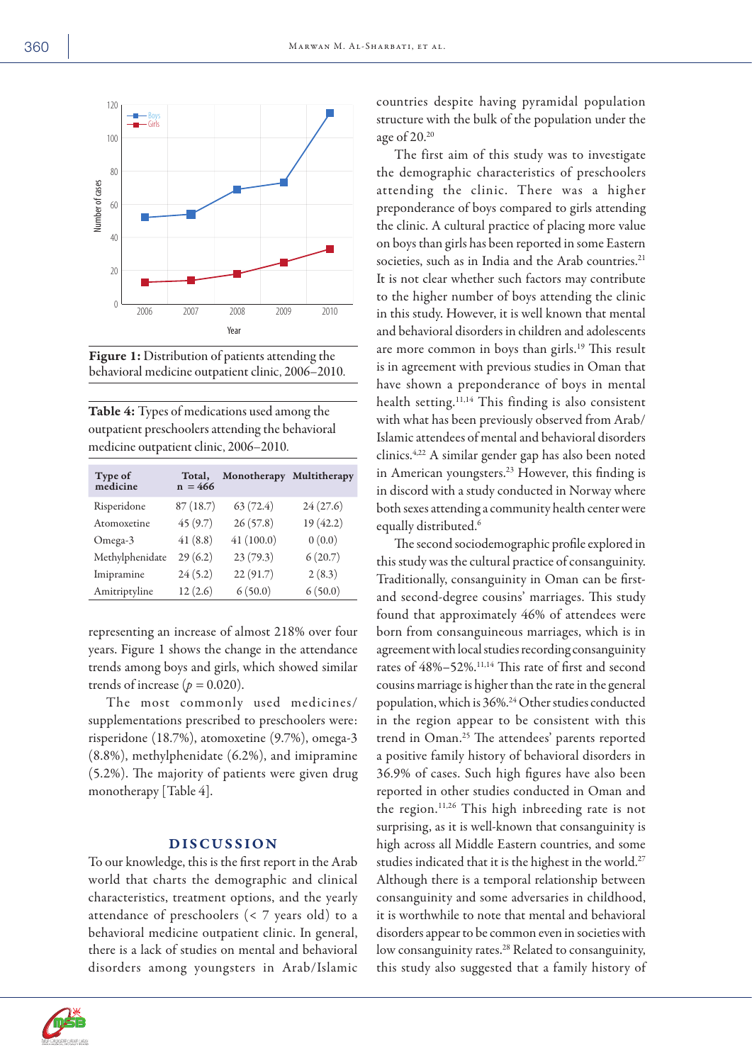120
100
80
60
40
20
0
Number of cases
Boys
Girls
2006
2007
2008
2009
2010
Year

**Figure 1:** Distribution of patients attending the behavioral medicine outpatient clinic, 2006–2010.

**Table 4:** Types of medications used among the outpatient preschoolers attending the behavioral medicine outpatient clinic, 2006–2010.

| Type of medicine | Total, n = 466 | Monotherapy | Multitherapy |
|---|---|---|---|
| Risperidone | 87 (18.7) | 63 (72.4) | 24 (27.6) |
| Atomoxetine | 45 (9.7) | 26 (57.8) | 19 (42.2) |
| Omega-3 | 41 (8.8) | 41 (100.0) | 0 (0.0) |
| Methylphenidate | 29 (6.2) | 23 (79.3) | 6 (20.7) |
| Imipramine | 24 (5.2) | 22 (91.7) | 2 (8.3) |
| Amitriptyline | 12 (2.6) | 6 (50.0) | 6 (50.0) |

representing an increase of almost 218% over four years. Figure 1 shows the change in the attendance trends among boys and girls, which showed similar trends of increase ($p = 0.020$).

The most commonly used medicines/supplementations prescribed to preschoolers were: risperidone (18.7%), atomoxetine (9.7%), omega-3 (8.8%), methylphenidate (6.2%), and imipramine (5.2%). The majority of patients were given drug monotherapy [Table 4].

## Discussion

To our knowledge, this is the first report in the Arab world that charts the demographic and clinical characteristics, treatment options, and the yearly attendance of preschoolers (< 7 years old) to a behavioral medicine outpatient clinic. In general, there is a lack of studies on mental and behavioral disorders among youngsters in Arab/Islamic countries despite having pyramidal population structure with the bulk of the population under the age of 20.[20]

The first aim of this study was to investigate the demographic characteristics of preschoolers attending the clinic. There was a higher preponderance of boys compared to girls attending the clinic. A cultural practice of placing more value on boys than girls has been reported in some Eastern societies, such as in India and the Arab countries.[21] It is not clear whether such factors may contribute to the higher number of boys attending the clinic in this study. However, it is well known that mental and behavioral disorders in children and adolescents are more common in boys than girls.[19] This result is in agreement with previous studies in Oman that have shown a preponderance of boys in mental health setting.[11,14] This finding is also consistent with what has been previously observed from Arab/Islamic attendees of mental and behavioral disorders clinics.[4,22] A similar gender gap has also been noted in American youngsters.[23] However, this finding is in discord with a study conducted in Norway where both sexes attending a community health center were equally distributed.[6]

The second sociodemographic profile explored in this study was the cultural practice of consanguinity. Traditionally, consanguinity in Oman can be first- and second-degree cousins' marriages. This study found that approximately 46% of attendees were born from consanguineous marriages, which is in agreement with local studies recording consanguinity rates of 48%–52%.[11,14] This rate of first and second cousins marriage is higher than the rate in the general population, which is 36%.[24] Other studies conducted in the region appear to be consistent with this trend in Oman.[25] The attendees' parents reported a positive family history of behavioral disorders in 36.9% of cases. Such high figures have also been reported in other studies conducted in Oman and the region.[11,26] This high inbreeding rate is not surprising, as it is well-known that consanguinity is high across all Middle Eastern countries, and some studies indicated that it is the highest in the world.[27] Although there is a temporal relationship between consanguinity and some adversaries in childhood, it is worthwhile to note that mental and behavioral disorders appear to be common even in societies with low consanguinity rates.[28] Related to consanguinity, this study also suggested that a family history of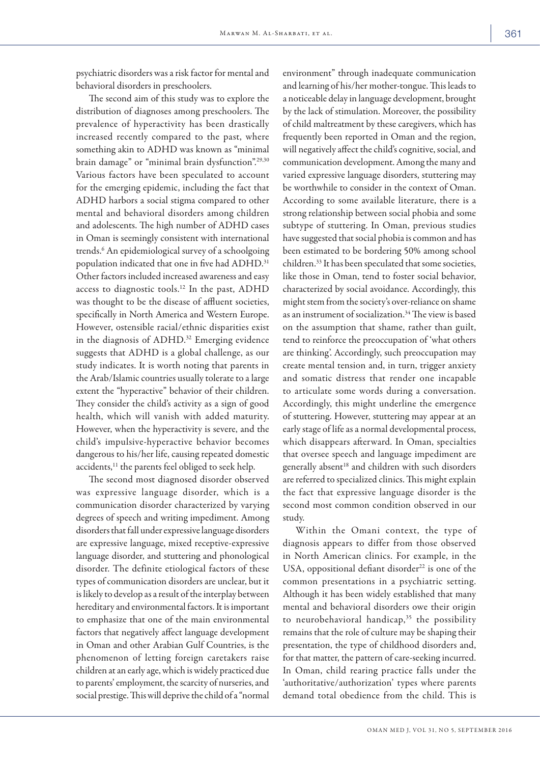psychiatric disorders was a risk factor for mental and behavioral disorders in preschoolers.

The second aim of this study was to explore the distribution of diagnoses among preschoolers. The prevalence of hyperactivity has been drastically increased recently compared to the past, where something akin to ADHD was known as "minimal brain damage" or "minimal brain dysfunction".[29,30] Various factors have been speculated to account for the emerging epidemic, including the fact that ADHD harbors a social stigma compared to other mental and behavioral disorders among children and adolescents. The high number of ADHD cases in Oman is seemingly consistent with international trends.[6] An epidemiological survey of a schoolgoing population indicated that one in five had ADHD.[31] Other factors included increased awareness and easy access to diagnostic tools.[12] In the past, ADHD was thought to be the disease of affluent societies, specifically in North America and Western Europe. However, ostensible racial/ethnic disparities exist in the diagnosis of ADHD.[32] Emerging evidence suggests that ADHD is a global challenge, as our study indicates. It is worth noting that parents in the Arab/Islamic countries usually tolerate to a large extent the "hyperactive" behavior of their children. They consider the child's activity as a sign of good health, which will vanish with added maturity. However, when the hyperactivity is severe, and the child's impulsive-hyperactive behavior becomes dangerous to his/her life, causing repeated domestic accidents,[11] the parents feel obliged to seek help.

The second most diagnosed disorder observed was expressive language disorder, which is a communication disorder characterized by varying degrees of speech and writing impediment. Among disorders that fall under expressive language disorders are expressive language, mixed receptive-expressive language disorder, and stuttering and phonological disorder. The definite etiological factors of these types of communication disorders are unclear, but it is likely to develop as a result of the interplay between hereditary and environmental factors. It is important to emphasize that one of the main environmental factors that negatively affect language development in Oman and other Arabian Gulf Countries, is the phenomenon of letting foreign caretakers raise children at an early age, which is widely practiced due to parents' employment, the scarcity of nurseries, and social prestige. This will deprive the child of a "normal environment" through inadequate communication and learning of his/her mother-tongue. This leads to a noticeable delay in language development, brought by the lack of stimulation. Moreover, the possibility of child maltreatment by these caregivers, which has frequently been reported in Oman and the region, will negatively affect the child's cognitive, social, and communication development. Among the many and varied expressive language disorders, stuttering may be worthwhile to consider in the context of Oman. According to some available literature, there is a strong relationship between social phobia and some subtype of stuttering. In Oman, previous studies have suggested that social phobia is common and has been estimated to be bordering 50% among school children.[33] It has been speculated that some societies, like those in Oman, tend to foster social behavior, characterized by social avoidance. Accordingly, this might stem from the society's over-reliance on shame as an instrument of socialization.[34] The view is based on the assumption that shame, rather than guilt, tend to reinforce the preoccupation of 'what others are thinking'. Accordingly, such preoccupation may create mental tension and, in turn, trigger anxiety and somatic distress that render one incapable to articulate some words during a conversation. Accordingly, this might underline the emergence of stuttering. However, stuttering may appear at an early stage of life as a normal developmental process, which disappears afterward. In Oman, specialties that oversee speech and language impediment are generally absent[18] and children with such disorders are referred to specialized clinics. This might explain the fact that expressive language disorder is the second most common condition observed in our study.

Within the Omani context, the type of diagnosis appears to differ from those observed in North American clinics. For example, in the USA, oppositional defiant disorder[22] is one of the common presentations in a psychiatric setting. Although it has been widely established that many mental and behavioral disorders owe their origin to neurobehavioral handicap,[35] the possibility remains that the role of culture may be shaping their presentation, the type of childhood disorders and, for that matter, the pattern of care-seeking incurred. In Oman, child rearing practice falls under the 'authoritative/authorization' types where parents demand total obedience from the child. This is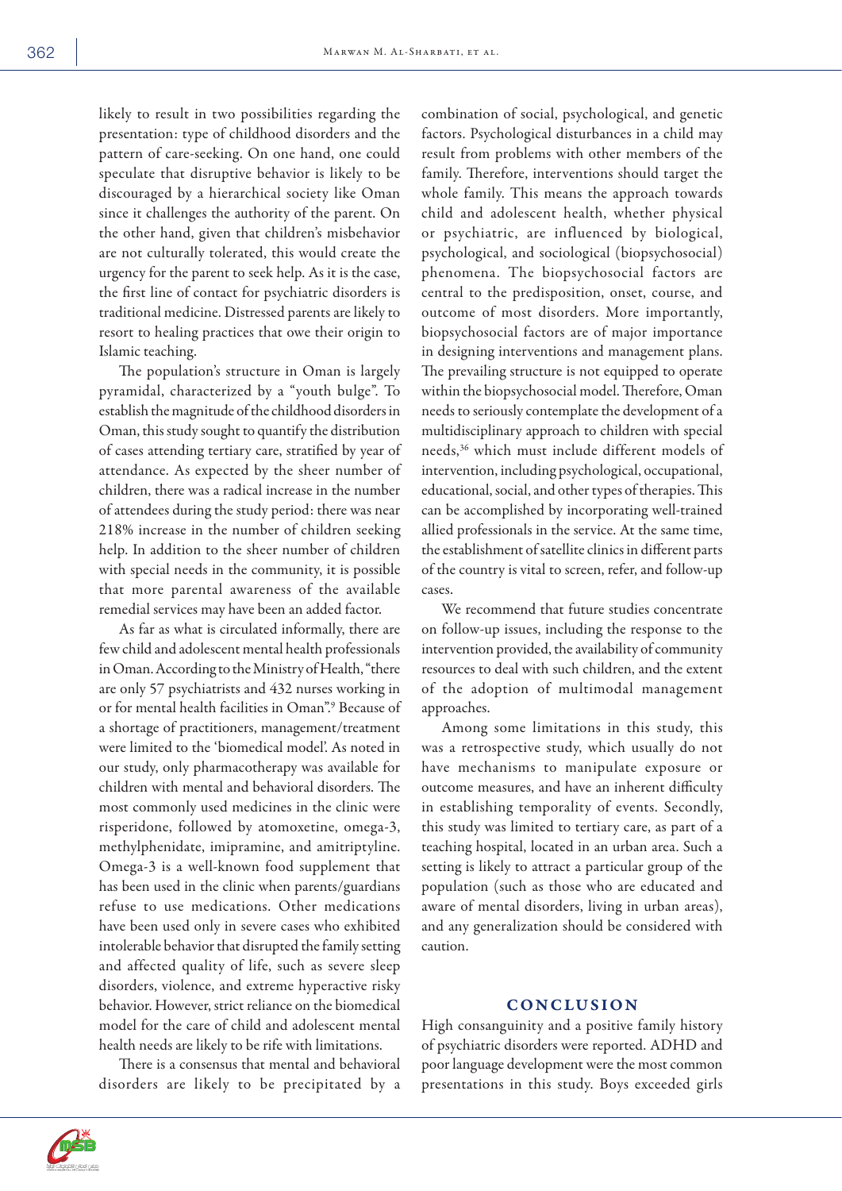likely to result in two possibilities regarding the presentation: type of childhood disorders and the pattern of care-seeking. On one hand, one could speculate that disruptive behavior is likely to be discouraged by a hierarchical society like Oman since it challenges the authority of the parent. On the other hand, given that children's misbehavior are not culturally tolerated, this would create the urgency for the parent to seek help. As it is the case, the first line of contact for psychiatric disorders is traditional medicine. Distressed parents are likely to resort to healing practices that owe their origin to Islamic teaching.

The population's structure in Oman is largely pyramidal, characterized by a "youth bulge". To establish the magnitude of the childhood disorders in Oman, this study sought to quantify the distribution of cases attending tertiary care, stratified by year of attendance. As expected by the sheer number of children, there was a radical increase in the number of attendees during the study period: there was near 218% increase in the number of children seeking help. In addition to the sheer number of children with special needs in the community, it is possible that more parental awareness of the available remedial services may have been an added factor.

As far as what is circulated informally, there are few child and adolescent mental health professionals in Oman. According to the Ministry of Health, "there are only 57 psychiatrists and 432 nurses working in or for mental health facilities in Oman".[9] Because of a shortage of practitioners, management/treatment were limited to the 'biomedical model'. As noted in our study, only pharmacotherapy was available for children with mental and behavioral disorders. The most commonly used medicines in the clinic were risperidone, followed by atomoxetine, omega-3, methylphenidate, imipramine, and amitriptyline. Omega-3 is a well-known food supplement that has been used in the clinic when parents/guardians refuse to use medications. Other medications have been used only in severe cases who exhibited intolerable behavior that disrupted the family setting and affected quality of life, such as severe sleep disorders, violence, and extreme hyperactive risky behavior. However, strict reliance on the biomedical model for the care of child and adolescent mental health needs are likely to be rife with limitations.

There is a consensus that mental and behavioral disorders are likely to be precipitated by a combination of social, psychological, and genetic factors. Psychological disturbances in a child may result from problems with other members of the family. Therefore, interventions should target the whole family. This means the approach towards child and adolescent health, whether physical or psychiatric, are influenced by biological, psychological, and sociological (biopsychosocial) phenomena. The biopsychosocial factors are central to the predisposition, onset, course, and outcome of most disorders. More importantly, biopsychosocial factors are of major importance in designing interventions and management plans. The prevailing structure is not equipped to operate within the biopsychosocial model. Therefore, Oman needs to seriously contemplate the development of a multidisciplinary approach to children with special needs,[36] which must include different models of intervention, including psychological, occupational, educational, social, and other types of therapies. This can be accomplished by incorporating well-trained allied professionals in the service. At the same time, the establishment of satellite clinics in different parts of the country is vital to screen, refer, and follow-up cases.

We recommend that future studies concentrate on follow-up issues, including the response to the intervention provided, the availability of community resources to deal with such children, and the extent of the adoption of multimodal management approaches.

Among some limitations in this study, this was a retrospective study, which usually do not have mechanisms to manipulate exposure or outcome measures, and have an inherent difficulty in establishing temporality of events. Secondly, this study was limited to tertiary care, as part of a teaching hospital, located in an urban area. Such a setting is likely to attract a particular group of the population (such as those who are educated and aware of mental disorders, living in urban areas), and any generalization should be considered with caution.

## CONCLUSION

High consanguinity and a positive family history of psychiatric disorders were reported. ADHD and poor language development were the most common presentations in this study. Boys exceeded girls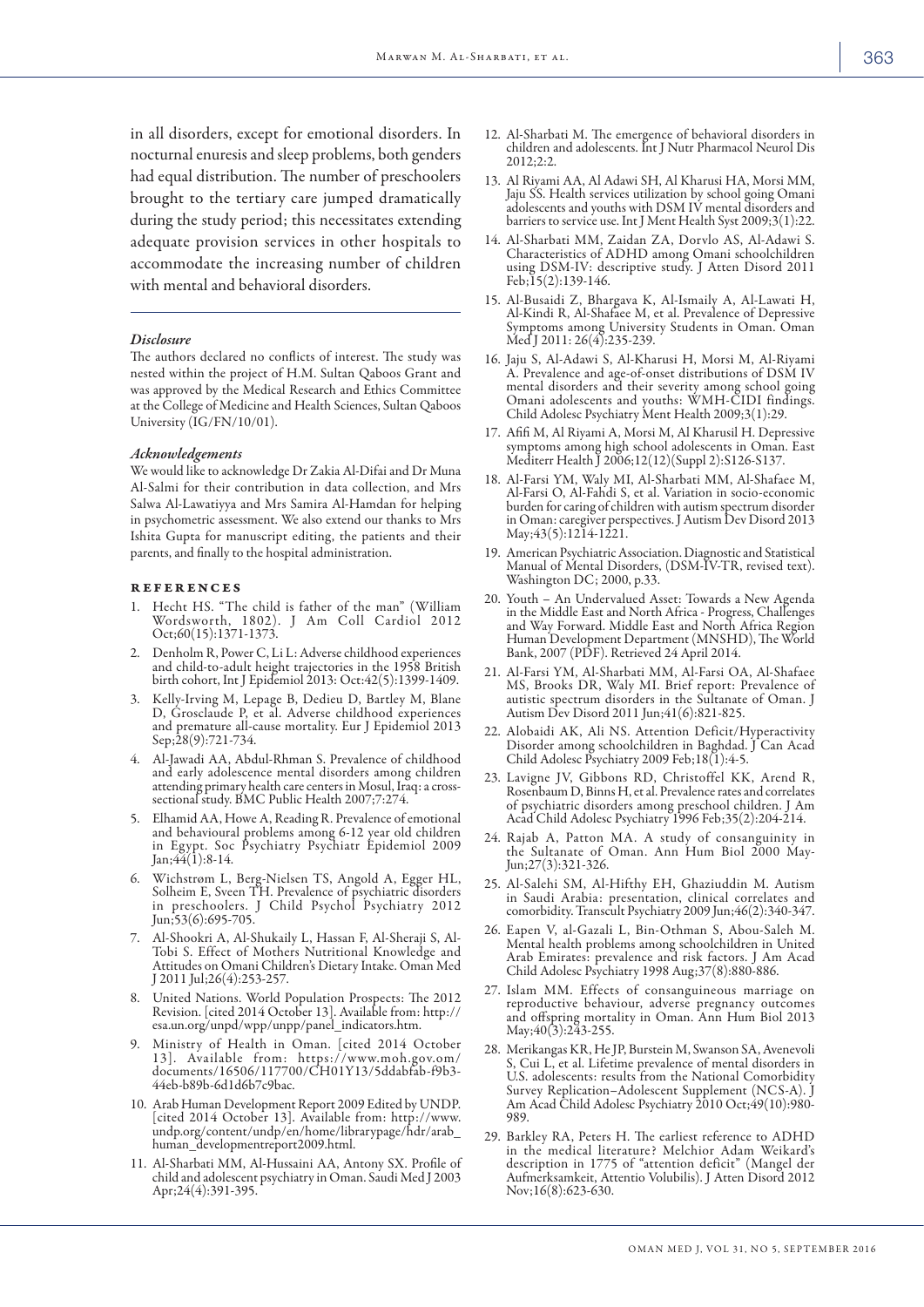in all disorders, except for emotional disorders. In nocturnal enuresis and sleep problems, both genders had equal distribution. The number of preschoolers brought to the tertiary care jumped dramatically during the study period; this necessitates extending adequate provision services in other hospitals to accommodate the increasing number of children with mental and behavioral disorders.

### *Disclosure*

The authors declared no conflicts of interest. The study was nested within the project of H.M. Sultan Qaboos Grant and was approved by the Medical Research and Ethics Committee at the College of Medicine and Health Sciences, Sultan Qaboos University (IG/FN/10/01).

### *Acknowledgements*

We would like to acknowledge Dr Zakia Al-Difai and Dr Muna Al-Salmi for their contribution in data collection, and Mrs Salwa Al-Lawatiyya and Mrs Samira Al-Hamdan for helping in psychometric assessment. We also extend our thanks to Mrs Ishita Gupta for manuscript editing, the patients and their parents, and finally to the hospital administration.

## references

1. Hecht HS. "The child is father of the man" (William Wordsworth, 1802). J Am Coll Cardiol 2012 Oct;60(15):1371-1373.
2. Denholm R, Power C, Li L: Adverse childhood experiences and child-to-adult height trajectories in the 1958 British birth cohort, Int J Epidemiol 2013: Oct:42(5):1399-1409.
3. Kelly-Irving M, Lepage B, Dedieu D, Bartley M, Blane D, Grosclaude P, et al. Adverse childhood experiences and premature all-cause mortality. Eur J Epidemiol 2013 Sep;28(9):721-734.
4. Al-Jawadi AA, Abdul-Rhman S. Prevalence of childhood and early adolescence mental disorders among children attending primary health care centers in Mosul, Iraq: a cross-sectional study. BMC Public Health 2007;7:274.
5. Elhamid AA, Howe A, Reading R. Prevalence of emotional and behavioural problems among 6-12 year old children in Egypt. Soc Psychiatry Psychiatr Epidemiol 2009 Jan;44(1):8-14.
6. Wichstrøm L, Berg-Nielsen TS, Angold A, Egger HL, Solheim E, Sveen TH. Prevalence of psychiatric disorders in preschoolers. J Child Psychol Psychiatry 2012 Jun;53(6):695-705.
7. Al-Shookri A, Al-Shukaily L, Hassan F, Al-Sheraji S, Al-Tobi S. Effect of Mothers Nutritional Knowledge and Attitudes on Omani Children's Dietary Intake. Oman Med J 2011 Jul;26(4):253-257.
8. United Nations. World Population Prospects: The 2012 Revision. [cited 2014 October 13]. Available from: http://esa.un.org/unpd/wpp/unpp/panel_indicators.htm.
9. Ministry of Health in Oman. [cited 2014 October 13]. Available from: https://www.moh.gov.om/documents/16506/117700/CH01Y13/5ddabfab-f9b3-44eb-b89b-6d1d6b7c9bac.
10. Arab Human Development Report 2009 Edited by UNDP. [cited 2014 October 13]. Available from: http://www.undp.org/content/undp/en/home/librarypage/hdr/arab_human_developmentreport2009.html.
11. Al-Sharbati MM, Al-Hussaini AA, Antony SX. Profile of child and adolescent psychiatry in Oman. Saudi Med J 2003 Apr;24(4):391-395.
12. Al-Sharbati M. The emergence of behavioral disorders in children and adolescents. Int J Nutr Pharmacol Neurol Dis 2012;2:2.
13. Al Riyami AA, Al Adawi SH, Al Kharusi HA, Morsi MM, Jaju SS. Health services utilization by school going Omani adolescents and youths with DSM IV mental disorders and barriers to service use. Int J Ment Health Syst 2009;3(1):22.
14. Al-Sharbati MM, Zaidan ZA, Dorvlo AS, Al-Adawi S. Characteristics of ADHD among Omani schoolchildren using DSM-IV: descriptive study. J Atten Disord 2011 Feb;15(2):139-146.
15. Al-Busaidi Z, Bhargava K, Al-Ismaily A, Al-Lawati H, Al-Kindi R, Al-Shafaee M, et al. Prevalence of Depressive Symptoms among University Students in Oman. Oman Med J 2011: 26(4):235-239.
16. Jaju S, Al-Adawi S, Al-Kharusi H, Morsi M, Al-Riyami A. Prevalence and age-of-onset distributions of DSM IV mental disorders and their severity among school going Omani adolescents and youths: WMH-CIDI findings. Child Adolesc Psychiatry Ment Health 2009;3(1):29.
17. Afifi M, Al Riyami A, Morsi M, Al Kharusil H. Depressive symptoms among high school adolescents in Oman. East Mediterr Health J 2006;12(12)(Suppl 2):S126-S137.
18. Al-Farsi YM, Waly MI, Al-Sharbati MM, Al-Shafaee M, Al-Farsi O, Al-Fahdi S, et al. Variation in socio-economic burden for caring of children with autism spectrum disorder in Oman: caregiver perspectives. J Autism Dev Disord 2013 May;43(5):1214-1221.
19. American Psychiatric Association. Diagnostic and Statistical Manual of Mental Disorders, (DSM-IV-TR, revised text). Washington DC; 2000, p.33.
20. Youth – An Undervalued Asset: Towards a New Agenda in the Middle East and North Africa - Progress, Challenges and Way Forward. Middle East and North Africa Region Human Development Department (MNSHD), The World Bank, 2007 (PDF). Retrieved 24 April 2014.
21. Al-Farsi YM, Al-Sharbati MM, Al-Farsi OA, Al-Shafaee MS, Brooks DR, Waly MI. Brief report: Prevalence of autistic spectrum disorders in the Sultanate of Oman. J Autism Dev Disord 2011 Jun;41(6):821-825.
22. Alobaidi AK, Ali NS. Attention Deficit/Hyperactivity Disorder among schoolchildren in Baghdad. J Can Acad Child Adolesc Psychiatry 2009 Feb;18(1):4-5.
23. Lavigne JV, Gibbons RD, Christoffel KK, Arend R, Rosenbaum D, Binns H, et al. Prevalence rates and correlates of psychiatric disorders among preschool children. J Am Acad Child Adolesc Psychiatry 1996 Feb;35(2):204-214.
24. Rajab A, Patton MA. A study of consanguinity in the Sultanate of Oman. Ann Hum Biol 2000 May-Jun;27(3):321-326.
25. Al-Salehi SM, Al-Hifthy EH, Ghaziuddin M. Autism in Saudi Arabia: presentation, clinical correlates and comorbidity. Transcult Psychiatry 2009 Jun;46(2):340-347.
26. Eapen V, al-Gazali L, Bin-Othman S, Abou-Saleh M. Mental health problems among schoolchildren in United Arab Emirates: prevalence and risk factors. J Am Acad Child Adolesc Psychiatry 1998 Aug;37(8):880-886.
27. Islam MM. Effects of consanguineous marriage on reproductive behaviour, adverse pregnancy outcomes and offspring mortality in Oman. Ann Hum Biol 2013 May;40(3):243-255.
28. Merikangas KR, He JP, Burstein M, Swanson SA, Avenevoli S, Cui L, et al. Lifetime prevalence of mental disorders in U.S. adolescents: results from the National Comorbidity Survey Replication–Adolescent Supplement (NCS-A). J Am Acad Child Adolesc Psychiatry 2010 Oct;49(10):980-989.
29. Barkley RA, Peters H. The earliest reference to ADHD in the medical literature? Melchior Adam Weikard's description in 1775 of "attention deficit" (Mangel der Aufmerksamkeit, Attentio Volubilis). J Atten Disord 2012 Nov;16(8):623-630.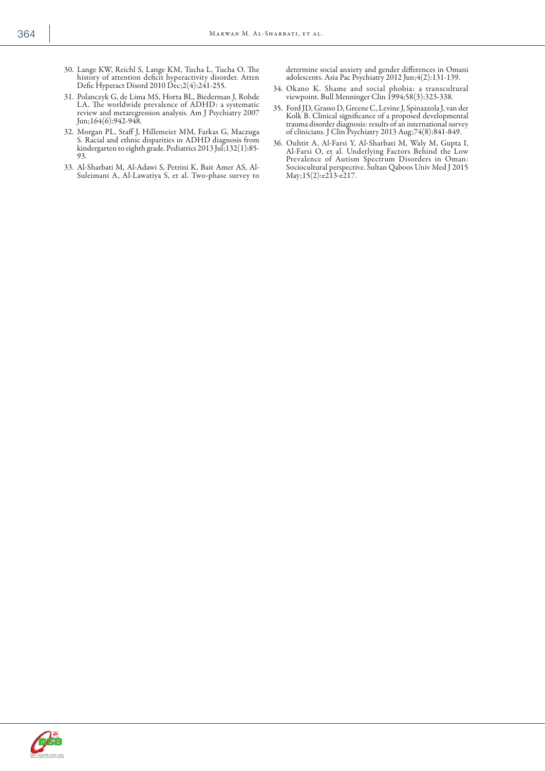30. Lange KW, Reichl S, Lange KM, Tucha L, Tucha O. The history of attention deficit hyperactivity disorder. Atten Defic Hyperact Disord 2010 Dec;2(4):241-255.
31. Polanczyk G, de Lima MS, Horta BL, Biederman J, Rohde LA. The worldwide prevalence of ADHD: a systematic review and metaregression analysis. Am J Psychiatry 2007 Jun;164(6):942-948.
32. Morgan PL, Staff J, Hillemeier MM, Farkas G, Maczuga S. Racial and ethnic disparities in ADHD diagnosis from kindergarten to eighth grade. Pediatrics 2013 Jul;132(1):85-93.
33. Al-Sharbati M, Al-Adawi S, Petrini K, Bait Amer AS, Al-Suleimani A, Al-Lawatiya S, et al. Two-phase survey to determine social anxiety and gender differences in Omani adolescents. Asia Pac Psychiatry 2012 Jun;4(2):131-139.
34. Okano K. Shame and social phobia: a transcultural viewpoint. Bull Menninger Clin 1994;58(3):323-338.
35. Ford JD, Grasso D, Greene C, Levine J, Spinazzola J, van der Kolk B. Clinical significance of a proposed developmental trauma disorder diagnosis: results of an international survey of clinicians. J Clin Psychiatry 2013 Aug;74(8):841-849.
36. Ouhtit A, Al-Farsi Y, Al-Sharbati M, Waly M, Gupta I, Al-Farsi O, et al. Underlying Factors Behind the Low Prevalence of Autism Spectrum Disorders in Oman: Sociocultural perspective. Sultan Qaboos Univ Med J 2015 May;15(2):e213-e217.